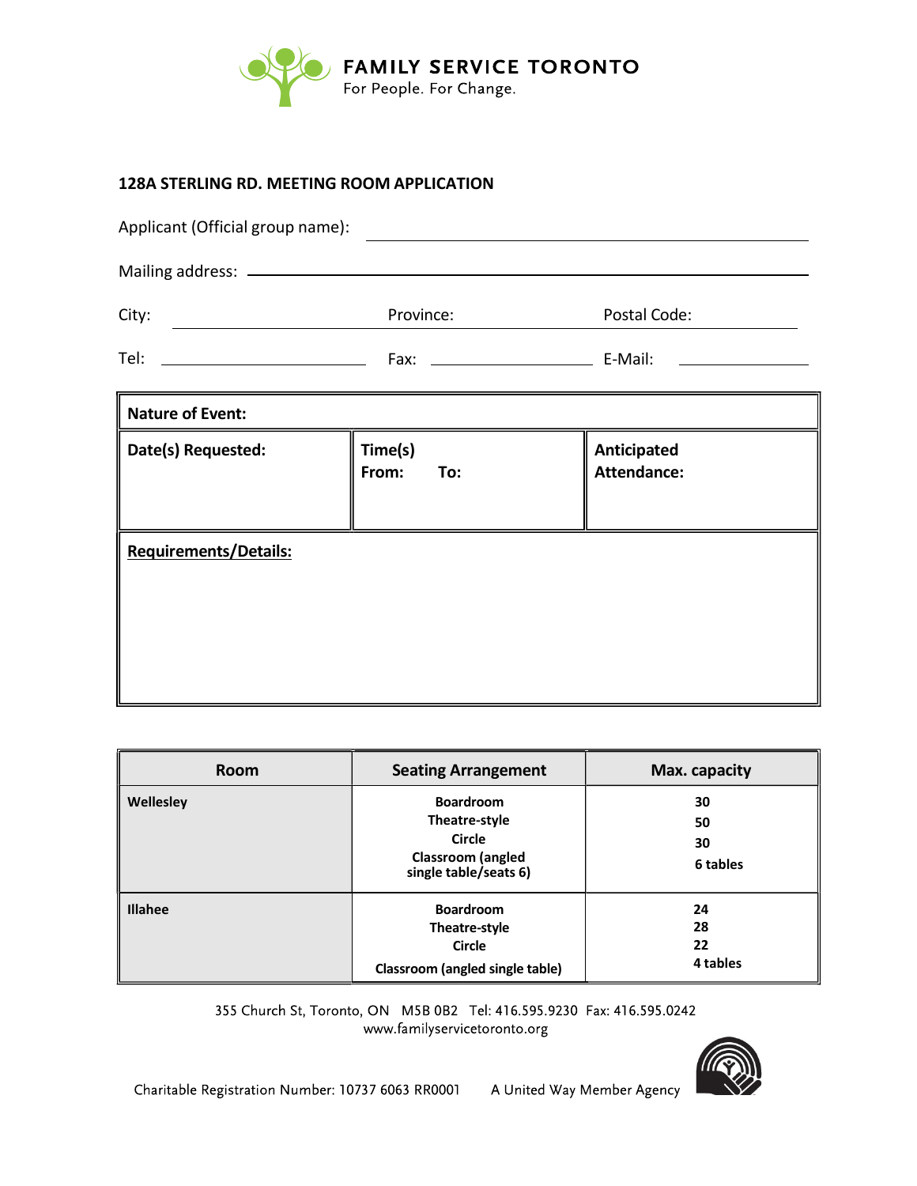FAMILY SERVICE TORONTO
For People. For Change.

## 128A STERLING RD. MEETING ROOM APPLICATION

Applicant (Official group name): ______________________

Mailing address: ______________________

City: __________ Province: __________ Postal Code: __________

Tel: __________ Fax: __________ E-Mail: __________

| **Nature of Event:** | | |
|---|---|---|
| **Date(s) Requested:** | **Time(s)**<br>**From: To:** | **Anticipated Attendance:** |
| **Requirements/Details:** | | |

| Room | Seating Arrangement | Max. capacity |
|---|---|---|
| **Wellesley** | **Boardroom**<br>**Theatre-style**<br>**Circle**<br>**Classroom (angled single table/seats 6)** | **30**<br>**50**<br>**30**<br>**6 tables** |
| **Illahee** | **Boardroom**<br>**Theatre-style**<br>**Circle**<br>**Classroom (angled single table)** | **24**<br>**28**<br>**22**<br>**4 tables** |

355 Church St, Toronto, ON M5B 0B2 Tel: 416.595.9230 Fax: 416.595.0242
www.familyservicetoronto.org

Charitable Registration Number: 10737 6063 RR0001 A United Way Member Agency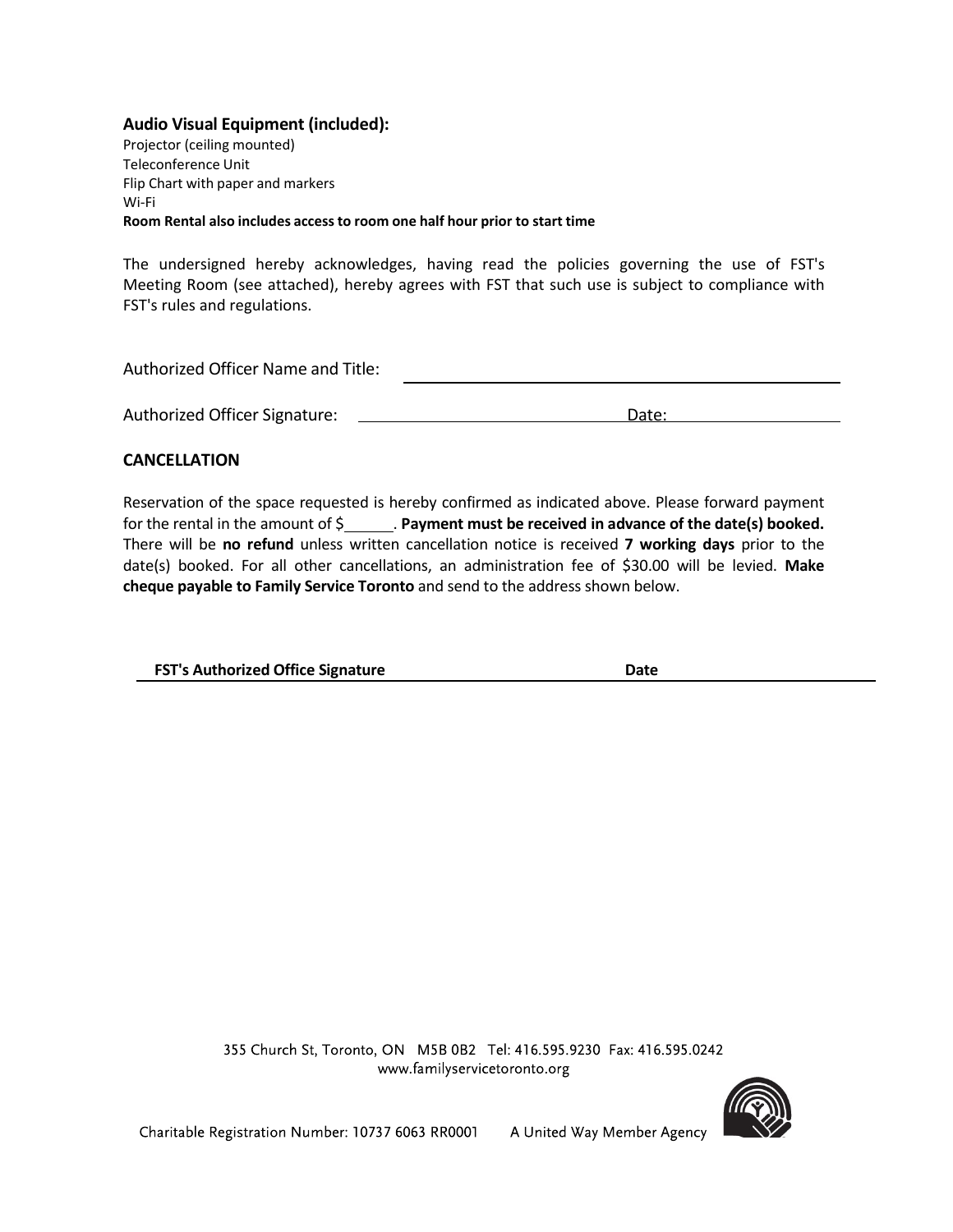**Audio Visual Equipment (included):**

Projector (ceiling mounted)
Teleconference Unit
Flip Chart with paper and markers
Wi-Fi
**Room Rental also includes access to room one half hour prior to start time**

The undersigned hereby acknowledges, having read the policies governing the use of FST's Meeting Room (see attached), hereby agrees with FST that such use is subject to compliance with FST's rules and regulations.

Authorized Officer Name and Title: ______________________________

Authorized Officer Signature: ______________________ Date: ______________

**CANCELLATION**

Reservation of the space requested is hereby confirmed as indicated above. Please forward payment for the rental in the amount of $______. **Payment must be received in advance of the date(s) booked.** There will be **no refund** unless written cancellation notice is received **7 working days** prior to the date(s) booked. For all other cancellations, an administration fee of $30.00 will be levied. **Make cheque payable to Family Service Toronto** and send to the address shown below.

**FST's Authorized Office Signature** ______________________ **Date** ______________

355 Church St, Toronto, ON M5B 0B2 Tel: 416.595.9230 Fax: 416.595.0242
www.familyservicetoronto.org

Charitable Registration Number: 10737 6063 RR0001 A United Way Member Agency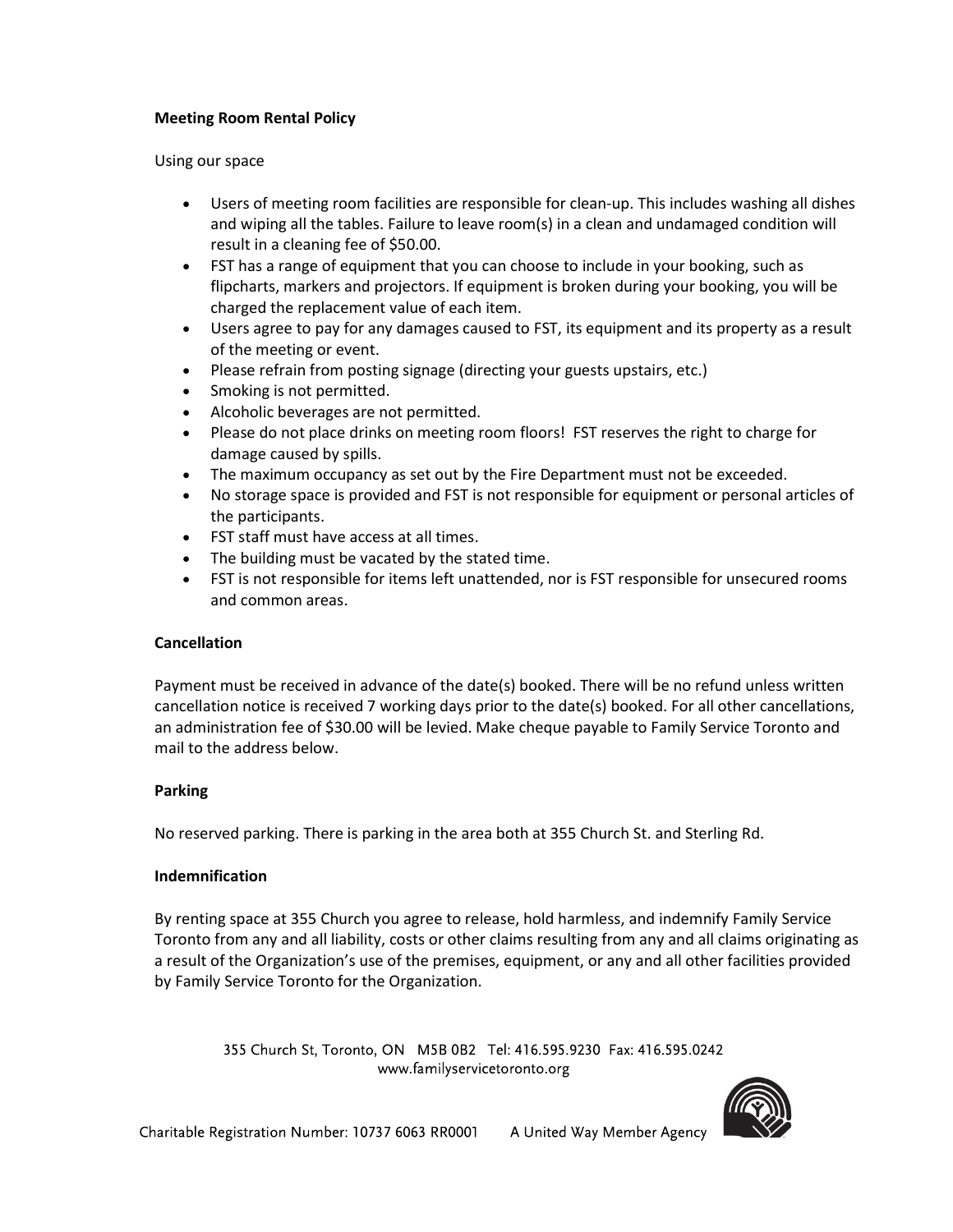**Meeting Room Rental Policy**

Using our space

- Users of meeting room facilities are responsible for clean-up. This includes washing all dishes and wiping all the tables. Failure to leave room(s) in a clean and undamaged condition will result in a cleaning fee of $50.00.
- FST has a range of equipment that you can choose to include in your booking, such as flipcharts, markers and projectors. If equipment is broken during your booking, you will be charged the replacement value of each item.
- Users agree to pay for any damages caused to FST, its equipment and its property as a result of the meeting or event.
- Please refrain from posting signage (directing your guests upstairs, etc.)
- Smoking is not permitted.
- Alcoholic beverages are not permitted.
- Please do not place drinks on meeting room floors! FST reserves the right to charge for damage caused by spills.
- The maximum occupancy as set out by the Fire Department must not be exceeded.
- No storage space is provided and FST is not responsible for equipment or personal articles of the participants.
- FST staff must have access at all times.
- The building must be vacated by the stated time.
- FST is not responsible for items left unattended, nor is FST responsible for unsecured rooms and common areas.

**Cancellation**

Payment must be received in advance of the date(s) booked. There will be no refund unless written cancellation notice is received 7 working days prior to the date(s) booked. For all other cancellations, an administration fee of $30.00 will be levied. Make cheque payable to Family Service Toronto and mail to the address below.

**Parking**

No reserved parking. There is parking in the area both at 355 Church St. and Sterling Rd.

**Indemnification**

By renting space at 355 Church you agree to release, hold harmless, and indemnify Family Service Toronto from any and all liability, costs or other claims resulting from any and all claims originating as a result of the Organization's use of the premises, equipment, or any and all other facilities provided by Family Service Toronto for the Organization.

355 Church St, Toronto, ON M5B 0B2 Tel: 416.595.9230 Fax: 416.595.0242
www.familyservicetoronto.org

Charitable Registration Number: 10737 6063 RR0001 A United Way Member Agency